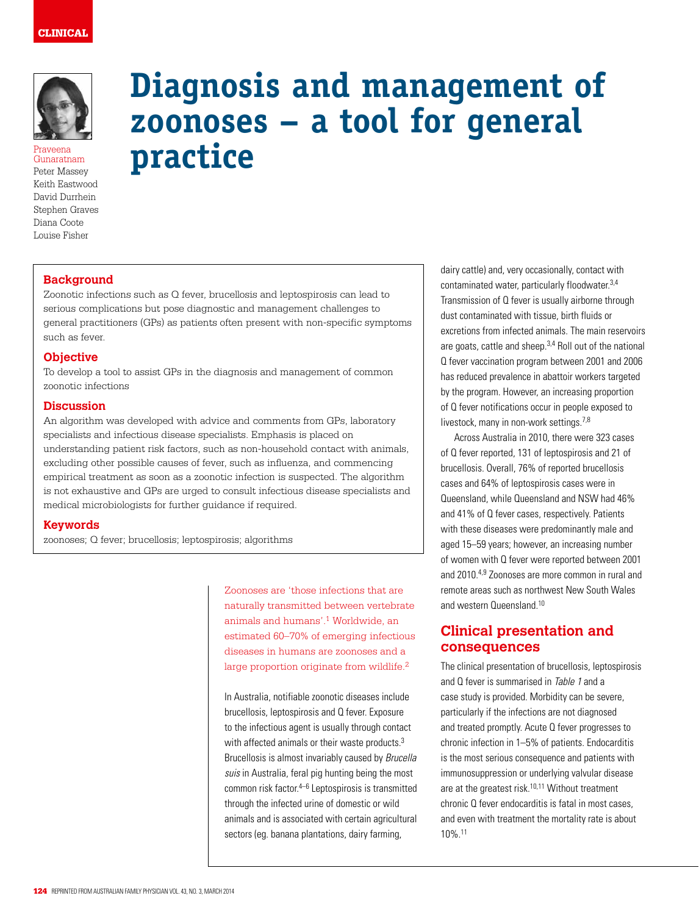CLINICAL

# Diagnosis and management of zoonoses – a tool for general practice

Praveena Gunaratnam
Peter Massey
Keith Eastwood
David Durrhein
Stephen Graves
Diana Coote
Louise Fisher

### Background

Zoonotic infections such as Q fever, brucellosis and leptospirosis can lead to serious complications but pose diagnostic and management challenges to general practitioners (GPs) as patients often present with non-specific symptoms such as fever.

### Objective

To develop a tool to assist GPs in the diagnosis and management of common zoonotic infections

### Discussion

An algorithm was developed with advice and comments from GPs, laboratory specialists and infectious disease specialists. Emphasis is placed on understanding patient risk factors, such as non-household contact with animals, excluding other possible causes of fever, such as influenza, and commencing empirical treatment as soon as a zoonotic infection is suspected. The algorithm is not exhaustive and GPs are urged to consult infectious disease specialists and medical microbiologists for further guidance if required.

### Keywords

zoonoses; Q fever; brucellosis; leptospirosis; algorithms

Zoonoses are 'those infections that are naturally transmitted between vertebrate animals and humans'.[1] Worldwide, an estimated 60–70% of emerging infectious diseases in humans are zoonoses and a large proportion originate from wildlife.[2]

In Australia, notifiable zoonotic diseases include brucellosis, leptospirosis and Q fever. Exposure to the infectious agent is usually through contact with affected animals or their waste products.[3] Brucellosis is almost invariably caused by *Brucella suis* in Australia, feral pig hunting being the most common risk factor.[4–6] Leptospirosis is transmitted through the infected urine of domestic or wild animals and is associated with certain agricultural sectors (eg. banana plantations, dairy farming, dairy cattle) and, very occasionally, contact with contaminated water, particularly floodwater.[3,4] Transmission of Q fever is usually airborne through dust contaminated with tissue, birth fluids or excretions from infected animals. The main reservoirs are goats, cattle and sheep.[3,4] Roll out of the national Q fever vaccination program between 2001 and 2006 has reduced prevalence in abattoir workers targeted by the program. However, an increasing proportion of Q fever notifications occur in people exposed to livestock, many in non-work settings.[7,8]

Across Australia in 2010, there were 323 cases of Q fever reported, 131 of leptospirosis and 21 of brucellosis. Overall, 76% of reported brucellosis cases and 64% of leptospirosis cases were in Queensland, while Queensland and NSW had 46% and 41% of Q fever cases, respectively. Patients with these diseases were predominantly male and aged 15–59 years; however, an increasing number of women with Q fever were reported between 2001 and 2010.[4,9] Zoonoses are more common in rural and remote areas such as northwest New South Wales and western Queensland.[10]

## Clinical presentation and consequences

The clinical presentation of brucellosis, leptospirosis and Q fever is summarised in *Table 1* and a case study is provided. Morbidity can be severe, particularly if the infections are not diagnosed and treated promptly. Acute Q fever progresses to chronic infection in 1–5% of patients. Endocarditis is the most serious consequence and patients with immunosuppression or underlying valvular disease are at the greatest risk.[10,11] Without treatment chronic Q fever endocarditis is fatal in most cases, and even with treatment the mortality rate is about 10%.[11]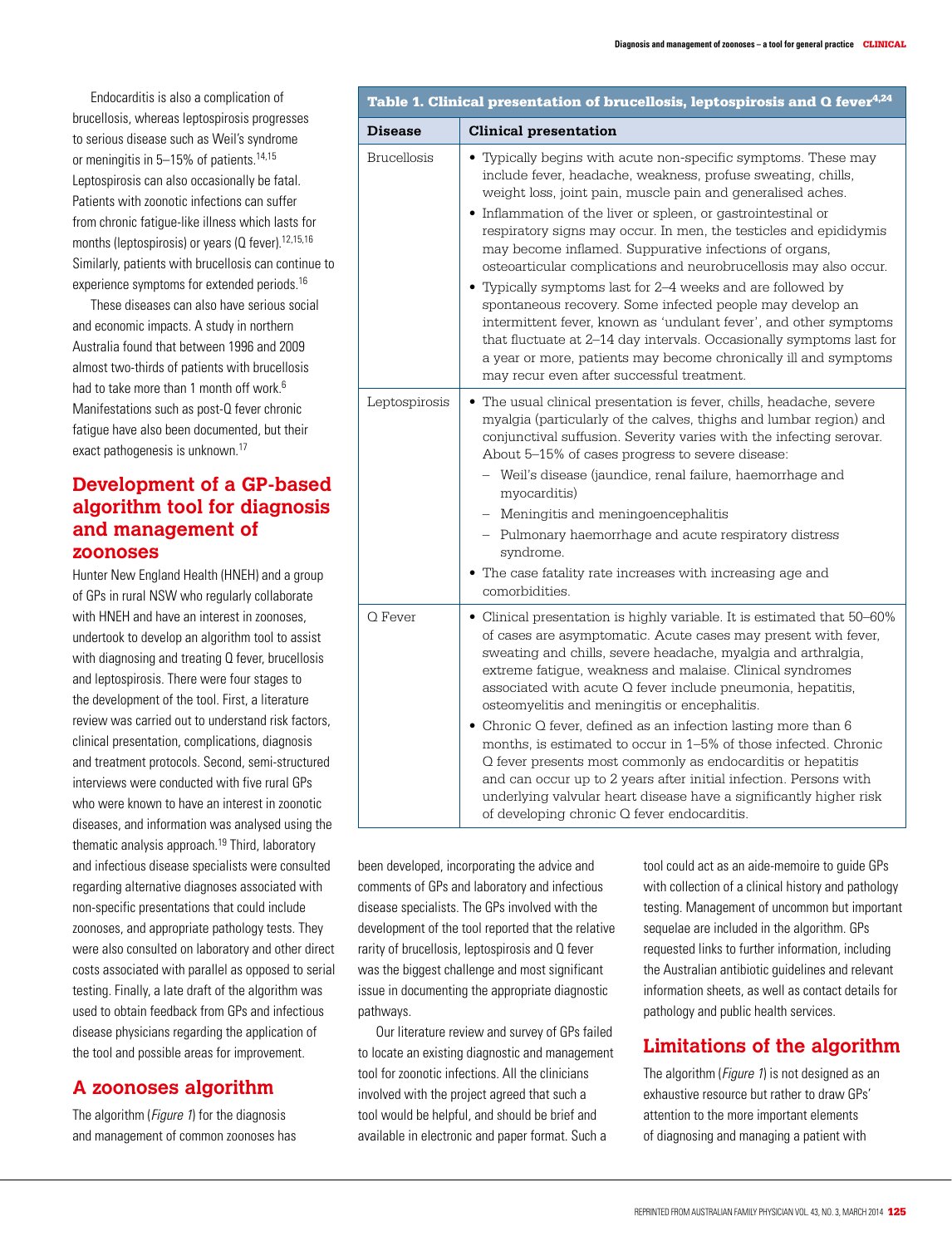Endocarditis is also a complication of brucellosis, whereas leptospirosis progresses to serious disease such as Weil's syndrome or meningitis in 5–15% of patients.[14,15] Leptospirosis can also occasionally be fatal. Patients with zoonotic infections can suffer from chronic fatigue-like illness which lasts for months (leptospirosis) or years (Q fever).[12,15,16] Similarly, patients with brucellosis can continue to experience symptoms for extended periods.[16]

These diseases can also have serious social and economic impacts. A study in northern Australia found that between 1996 and 2009 almost two-thirds of patients with brucellosis had to take more than 1 month off work.[6] Manifestations such as post-Q fever chronic fatigue have also been documented, but their exact pathogenesis is unknown.[17]

**Table 1. Clinical presentation of brucellosis, leptospirosis and Q fever[4,24]**

| Disease | Clinical presentation |
|---|---|
| Brucellosis | • Typically begins with acute non-specific symptoms. These may include fever, headache, weakness, profuse sweating, chills, weight loss, joint pain, muscle pain and generalised aches.<br>• Inflammation of the liver or spleen, or gastrointestinal or respiratory signs may occur. In men, the testicles and epididymis may become inflamed. Suppurative infections of organs, osteoarticular complications and neurobrucellosis may also occur.<br>• Typically symptoms last for 2–4 weeks and are followed by spontaneous recovery. Some infected people may develop an intermittent fever, known as 'undulant fever', and other symptoms that fluctuate at 2–14 day intervals. Occasionally symptoms last for a year or more, patients may become chronically ill and symptoms may recur even after successful treatment. |
| Leptospirosis | • The usual clinical presentation is fever, chills, headache, severe myalgia (particularly of the calves, thighs and lumbar region) and conjunctival suffusion. Severity varies with the infecting serovar. About 5–15% of cases progress to severe disease:<br>– Weil's disease (jaundice, renal failure, haemorrhage and myocarditis)<br>– Meningitis and meningoencephalitis<br>– Pulmonary haemorrhage and acute respiratory distress syndrome.<br>• The case fatality rate increases with increasing age and comorbidities. |
| Q Fever | • Clinical presentation is highly variable. It is estimated that 50–60% of cases are asymptomatic. Acute cases may present with fever, sweating and chills, severe headache, myalgia and arthralgia, extreme fatigue, weakness and malaise. Clinical syndromes associated with acute Q fever include pneumonia, hepatitis, osteomyelitis and meningitis or encephalitis.<br>• Chronic Q fever, defined as an infection lasting more than 6 months, is estimated to occur in 1–5% of those infected. Chronic Q fever presents most commonly as endocarditis or hepatitis and can occur up to 2 years after initial infection. Persons with underlying valvular heart disease have a significantly higher risk of developing chronic Q fever endocarditis. |

## Development of a GP-based algorithm tool for diagnosis and management of zoonoses

Hunter New England Health (HNEH) and a group of GPs in rural NSW who regularly collaborate with HNEH and have an interest in zoonoses, undertook to develop an algorithm tool to assist with diagnosing and treating Q fever, brucellosis and leptospirosis. There were four stages to the development of the tool. First, a literature review was carried out to understand risk factors, clinical presentation, complications, diagnosis and treatment protocols. Second, semi-structured interviews were conducted with five rural GPs who were known to have an interest in zoonotic diseases, and information was analysed using the thematic analysis approach.[19] Third, laboratory and infectious disease specialists were consulted regarding alternative diagnoses associated with non-specific presentations that could include zoonoses, and appropriate pathology tests. They were also consulted on laboratory and other direct costs associated with parallel as opposed to serial testing. Finally, a late draft of the algorithm was used to obtain feedback from GPs and infectious disease physicians regarding the application of the tool and possible areas for improvement.

## A zoonoses algorithm

The algorithm (*Figure 1*) for the diagnosis and management of common zoonoses has been developed, incorporating the advice and comments of GPs and laboratory and infectious disease specialists. The GPs involved with the development of the tool reported that the relative rarity of brucellosis, leptospirosis and Q fever was the biggest challenge and most significant issue in documenting the appropriate diagnostic pathways.

Our literature review and survey of GPs failed to locate an existing diagnostic and management tool for zoonotic infections. All the clinicians involved with the project agreed that such a tool would be helpful, and should be brief and available in electronic and paper format. Such a tool could act as an aide-memoire to guide GPs with collection of a clinical history and pathology testing. Management of uncommon but important sequelae are included in the algorithm. GPs requested links to further information, including the Australian antibiotic guidelines and relevant information sheets, as well as contact details for pathology and public health services.

## Limitations of the algorithm

The algorithm (*Figure 1*) is not designed as an exhaustive resource but rather to draw GPs' attention to the more important elements of diagnosing and managing a patient with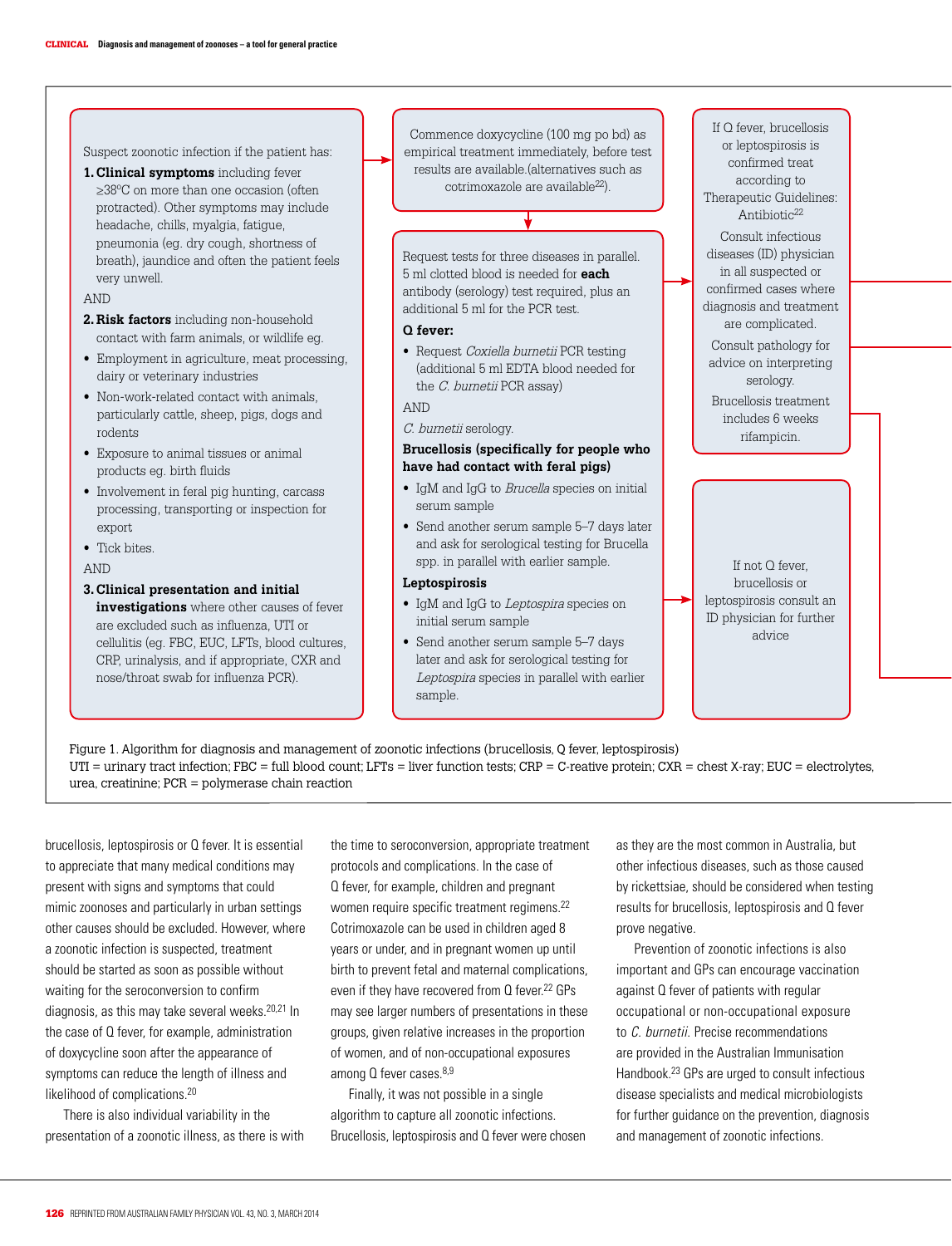Suspect zoonotic infection if the patient has:

1. **Clinical symptoms** including fever ≥38°C on more than one occasion (often protracted). Other symptoms may include headache, chills, myalgia, fatigue, pneumonia (eg. dry cough, shortness of breath), jaundice and often the patient feels very unwell.

AND

2. **Risk factors** including non-household contact with farm animals, or wildlife eg.
   - Employment in agriculture, meat processing, dairy or veterinary industries
   - Non-work-related contact with animals, particularly cattle, sheep, pigs, dogs and rodents
   - Exposure to animal tissues or animal products eg. birth fluids
   - Involvement in feral pig hunting, carcass processing, transporting or inspection for export
   - Tick bites.

AND

3. **Clinical presentation and initial investigations** where other causes of fever are excluded such as influenza, UTI or cellulitis (eg. FBC, EUC, LFTs, blood cultures, CRP, urinalysis, and if appropriate, CXR and nose/throat swab for influenza PCR).

→

Commence doxycycline (100 mg po bd) as empirical treatment immediately, before test results are available.(alternatives such as cotrimoxazole are available[22]).

↓

Request tests for three diseases in parallel. 5 ml clotted blood is needed for **each** antibody (serology) test required, plus an additional 5 ml for the PCR test.

**Q fever:**

- Request *Coxiella burnetii* PCR testing (additional 5 ml EDTA blood needed for the *C. burnetii* PCR assay)

AND

*C. burnetii* serology.

**Brucellosis (specifically for people who have had contact with feral pigs)**

- IgM and IgG to *Brucella* species on initial serum sample
- Send another serum sample 5–7 days later and ask for serological testing for Brucella spp. in parallel with earlier sample.

**Leptospirosis**

- IgM and IgG to *Leptospira* species on initial serum sample
- Send another serum sample 5–7 days later and ask for serological testing for *Leptospira* species in parallel with earlier sample.

→

If Q fever, brucellosis or leptospirosis is confirmed treat according to Therapeutic Guidelines: Antibiotic[22]

Consult infectious diseases (ID) physician in all suspected or confirmed cases where diagnosis and treatment are complicated.

Consult pathology for advice on interpreting serology.

Brucellosis treatment includes 6 weeks rifampicin.

→

If not Q fever, brucellosis or leptospirosis consult an ID physician for further advice

Figure 1. Algorithm for diagnosis and management of zoonotic infections (brucellosis, Q fever, leptospirosis)
UTI = urinary tract infection; FBC = full blood count; LFTs = liver function tests; CRP = C-reative protein; CXR = chest X-ray; EUC = electrolytes, urea, creatinine; PCR = polymerase chain reaction

brucellosis, leptospirosis or Q fever. It is essential to appreciate that many medical conditions may present with signs and symptoms that could mimic zoonoses and particularly in urban settings other causes should be excluded. However, where a zoonotic infection is suspected, treatment should be started as soon as possible without waiting for the seroconversion to confirm diagnosis, as this may take several weeks.[20,21] In the case of Q fever, for example, administration of doxycycline soon after the appearance of symptoms can reduce the length of illness and likelihood of complications.[20]

There is also individual variability in the presentation of a zoonotic illness, as there is with the time to seroconversion, appropriate treatment protocols and complications. In the case of Q fever, for example, children and pregnant women require specific treatment regimens.[22] Cotrimoxazole can be used in children aged 8 years or under, and in pregnant women up until birth to prevent fetal and maternal complications, even if they have recovered from Q fever.[22] GPs may see larger numbers of presentations in these groups, given relative increases in the proportion of women, and of non-occupational exposures among Q fever cases.[8,9]

Finally, it was not possible in a single algorithm to capture all zoonotic infections. Brucellosis, leptospirosis and Q fever were chosen as they are the most common in Australia, but other infectious diseases, such as those caused by rickettsiae, should be considered when testing results for brucellosis, leptospirosis and Q fever prove negative.

Prevention of zoonotic infections is also important and GPs can encourage vaccination against Q fever of patients with regular occupational or non-occupational exposure to *C. burnetii*. Precise recommendations are provided in the Australian Immunisation Handbook.[23] GPs are urged to consult infectious disease specialists and medical microbiologists for further guidance on the prevention, diagnosis and management of zoonotic infections.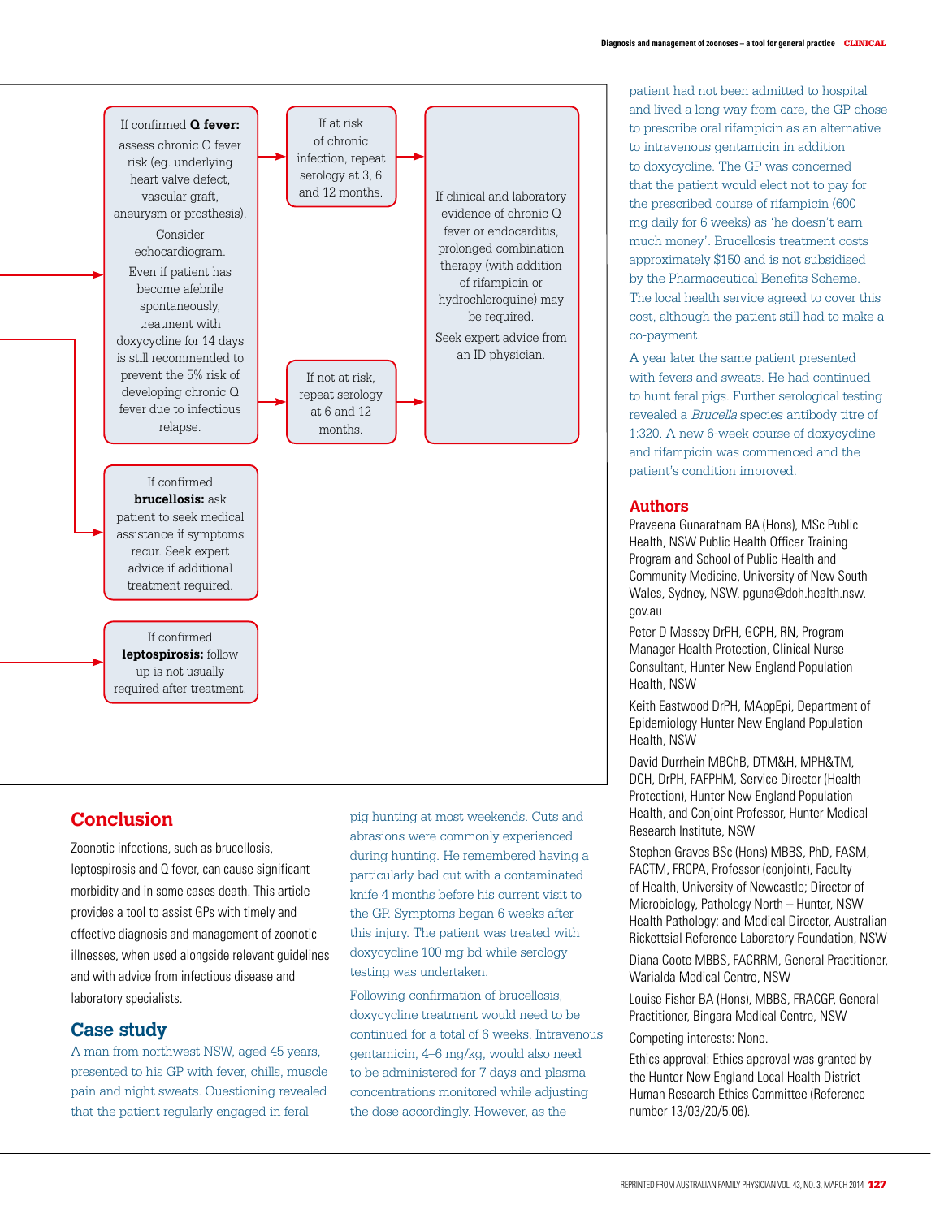If confirmed **Q fever:** assess chronic Q fever risk (eg. underlying heart valve defect, vascular graft, aneurysm or prosthesis). Consider echocardiogram. Even if patient has become afebrile spontaneously, treatment with doxycycline for 14 days is still recommended to prevent the 5% risk of developing chronic Q fever due to infectious relapse.

If at risk of chronic infection, repeat serology at 3, 6 and 12 months.

If not at risk, repeat serology at 6 and 12 months.

If clinical and laboratory evidence of chronic Q fever or endocarditis, prolonged combination therapy (with addition of rifampicin or hydrochloroquine) may be required. Seek expert advice from an ID physician.

If confirmed **brucellosis:** ask patient to seek medical assistance if symptoms recur. Seek expert advice if additional treatment required.

If confirmed **leptospirosis:** follow up is not usually required after treatment.

## Conclusion

Zoonotic infections, such as brucellosis, leptospirosis and Q fever, can cause significant morbidity and in some cases death. This article provides a tool to assist GPs with timely and effective diagnosis and management of zoonotic illnesses, when used alongside relevant guidelines and with advice from infectious disease and laboratory specialists.

## Case study

A man from northwest NSW, aged 45 years, presented to his GP with fever, chills, muscle pain and night sweats. Questioning revealed that the patient regularly engaged in feral pig hunting at most weekends. Cuts and abrasions were commonly experienced during hunting. He remembered having a particularly bad cut with a contaminated knife 4 months before his current visit to the GP. Symptoms began 6 weeks after this injury. The patient was treated with doxycycline 100 mg bd while serology testing was undertaken.

Following confirmation of brucellosis, doxycycline treatment would need to be continued for a total of 6 weeks. Intravenous gentamicin, 4–6 mg/kg, would also need to be administered for 7 days and plasma concentrations monitored while adjusting the dose accordingly. However, as the patient had not been admitted to hospital and lived a long way from care, the GP chose to prescribe oral rifampicin as an alternative to intravenous gentamicin in addition to doxycycline. The GP was concerned that the patient would elect not to pay for the prescribed course of rifampicin (600 mg daily for 6 weeks) as 'he doesn't earn much money'. Brucellosis treatment costs approximately $150 and is not subsidised by the Pharmaceutical Benefits Scheme. The local health service agreed to cover this cost, although the patient still had to make a co-payment.

A year later the same patient presented with fevers and sweats. He had continued to hunt feral pigs. Further serological testing revealed a *Brucella* species antibody titre of 1:320. A new 6-week course of doxycycline and rifampicin was commenced and the patient's condition improved.

## Authors

Praveena Gunaratnam BA (Hons), MSc Public Health, NSW Public Health Officer Training Program and School of Public Health and Community Medicine, University of New South Wales, Sydney, NSW. pguna@doh.health.nsw.gov.au

Peter D Massey DrPH, GCPH, RN, Program Manager Health Protection, Clinical Nurse Consultant, Hunter New England Population Health, NSW

Keith Eastwood DrPH, MAppEpi, Department of Epidemiology Hunter New England Population Health, NSW

David Durrhein MBChB, DTM&H, MPH&TM, DCH, DrPH, FAFPHM, Service Director (Health Protection), Hunter New England Population Health, and Conjoint Professor, Hunter Medical Research Institute, NSW

Stephen Graves BSc (Hons) MBBS, PhD, FASM, FACTM, FRCPA, Professor (conjoint), Faculty of Health, University of Newcastle; Director of Microbiology, Pathology North – Hunter, NSW Health Pathology; and Medical Director, Australian Rickettsial Reference Laboratory Foundation, NSW

Diana Coote MBBS, FACRRM, General Practitioner, Warialda Medical Centre, NSW

Louise Fisher BA (Hons), MBBS, FRACGP, General Practitioner, Bingara Medical Centre, NSW

Competing interests: None.

Ethics approval: Ethics approval was granted by the Hunter New England Local Health District Human Research Ethics Committee (Reference number 13/03/20/5.06).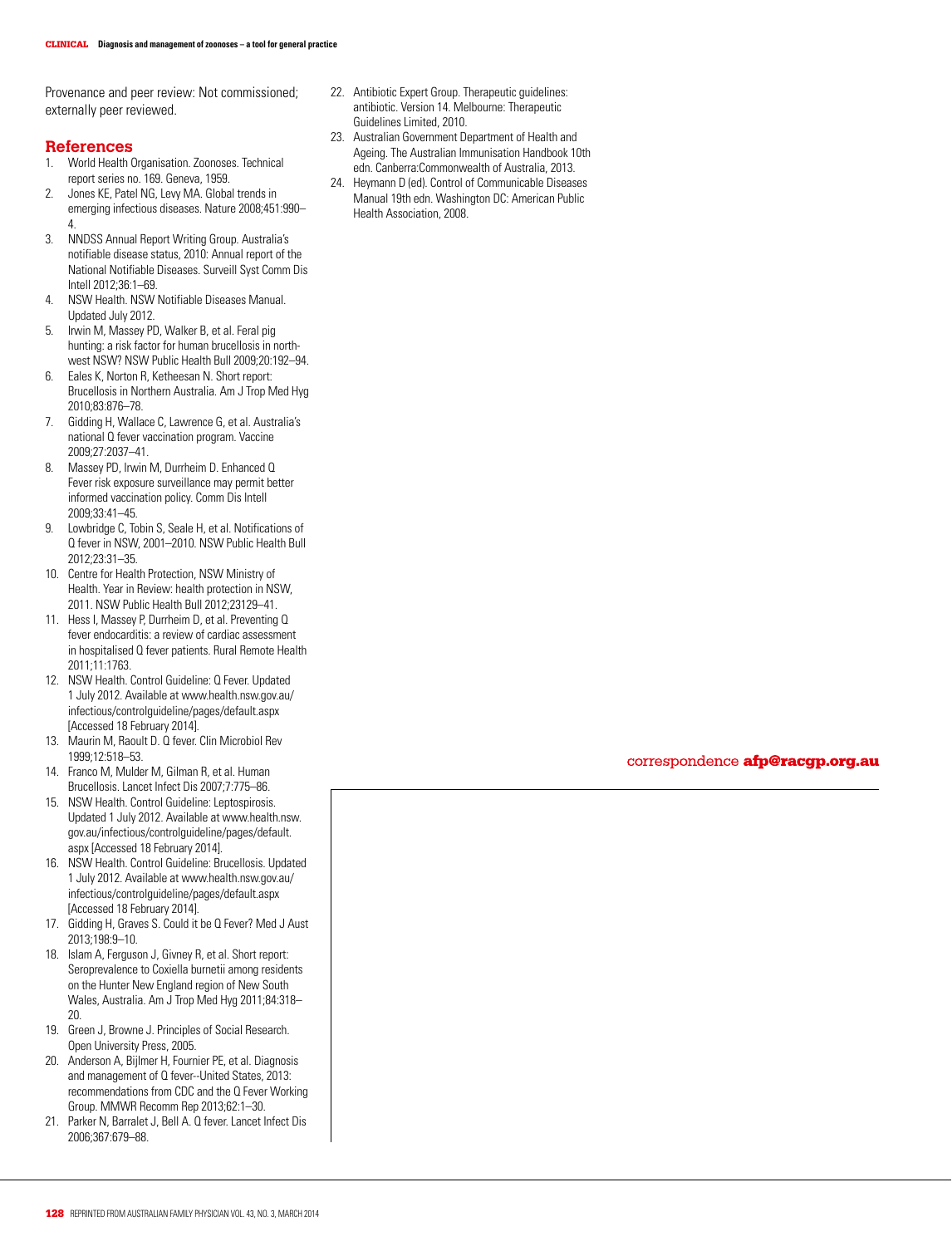Provenance and peer review: Not commissioned; externally peer reviewed.

## References

1. World Health Organisation. Zoonoses. Technical report series no. 169. Geneva, 1959.
2. Jones KE, Patel NG, Levy MA. Global trends in emerging infectious diseases. Nature 2008;451:990–4.
3. NNDSS Annual Report Writing Group. Australia's notifiable disease status, 2010: Annual report of the National Notifiable Diseases. Surveill Syst Comm Dis Intell 2012;36:1–69.
4. NSW Health. NSW Notifiable Diseases Manual. Updated July 2012.
5. Irwin M, Massey PD, Walker B, et al. Feral pig hunting: a risk factor for human brucellosis in north-west NSW? NSW Public Health Bull 2009;20:192–94.
6. Eales K, Norton R, Ketheesan N. Short report: Brucellosis in Northern Australia. Am J Trop Med Hyg 2010;83:876–78.
7. Gidding H, Wallace C, Lawrence G, et al. Australia's national Q fever vaccination program. Vaccine 2009;27:2037–41.
8. Massey PD, Irwin M, Durrheim D. Enhanced Q Fever risk exposure surveillance may permit better informed vaccination policy. Comm Dis Intell 2009;33:41–45.
9. Lowbridge C, Tobin S, Seale H, et al. Notifications of Q fever in NSW, 2001–2010. NSW Public Health Bull 2012;23:31–35.
10. Centre for Health Protection, NSW Ministry of Health. Year in Review: health protection in NSW, 2011. NSW Public Health Bull 2012;23129–41.
11. Hess I, Massey P, Durrheim D, et al. Preventing Q fever endocarditis: a review of cardiac assessment in hospitalised Q fever patients. Rural Remote Health 2011;11:1763.
12. NSW Health. Control Guideline: Q Fever. Updated 1 July 2012. Available at www.health.nsw.gov.au/infectious/controlguideline/pages/default.aspx [Accessed 18 February 2014].
13. Maurin M, Raoult D. Q fever. Clin Microbiol Rev 1999;12:518–53.
14. Franco M, Mulder M, Gilman R, et al. Human Brucellosis. Lancet Infect Dis 2007;7:775–86.
15. NSW Health. Control Guideline: Leptospirosis. Updated 1 July 2012. Available at www.health.nsw.gov.au/infectious/controlguideline/pages/default.aspx [Accessed 18 February 2014].
16. NSW Health. Control Guideline: Brucellosis. Updated 1 July 2012. Available at www.health.nsw.gov.au/infectious/controlguideline/pages/default.aspx [Accessed 18 February 2014].
17. Gidding H, Graves S. Could it be Q Fever? Med J Aust 2013;198:9–10.
18. Islam A, Ferguson J, Givney R, et al. Short report: Seroprevalence to Coxiella burnetii among residents on the Hunter New England region of New South Wales, Australia. Am J Trop Med Hyg 2011;84:318–20.
19. Green J, Browne J. Principles of Social Research. Open University Press, 2005.
20. Anderson A, Bijlmer H, Fournier PE, et al. Diagnosis and management of Q fever--United States, 2013: recommendations from CDC and the Q Fever Working Group. MMWR Recomm Rep 2013;62:1–30.
21. Parker N, Barralet J, Bell A. Q fever. Lancet Infect Dis 2006;367:679–88.
22. Antibiotic Expert Group. Therapeutic guidelines: antibiotic. Version 14. Melbourne: Therapeutic Guidelines Limited, 2010.
23. Australian Government Department of Health and Ageing. The Australian Immunisation Handbook 10th edn. Canberra:Commonwealth of Australia, 2013.
24. Heymann D (ed). Control of Communicable Diseases Manual 19th edn. Washington DC: American Public Health Association, 2008.

correspondence **afp@racgp.org.au**